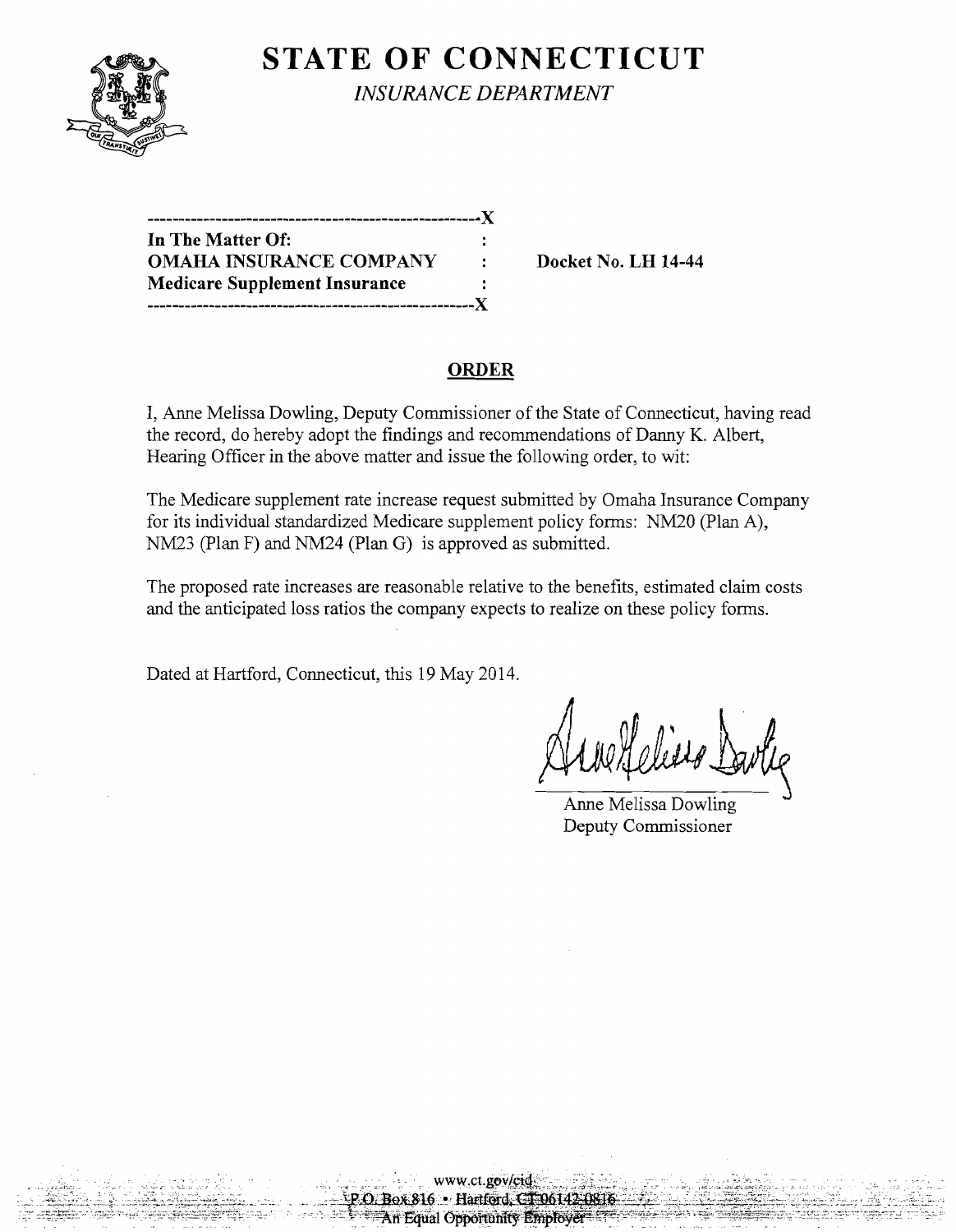# STATE OF CONNECTICUT

*INSURANCE DEPARTMENT*

-----------------------------------------------------X

In The Matter Of: :
OMAHA INSURANCE COMPANY : **Docket No. LH 14-44**
Medicare Supplement Insurance :

-----------------------------------------------------X

## ORDER

I, Anne Melissa Dowling, Deputy Commissioner of the State of Connecticut, having read the record, do hereby adopt the findings and recommendations of Danny K. Albert, Hearing Officer in the above matter and issue the following order, to wit:

The Medicare supplement rate increase request submitted by Omaha Insurance Company for its individual standardized Medicare supplement policy forms: NM20 (Plan A), NM23 (Plan F) and NM24 (Plan G) is approved as submitted.

The proposed rate increases are reasonable relative to the benefits, estimated claim costs and the anticipated loss ratios the company expects to realize on these policy forms.

Dated at Hartford, Connecticut, this 19 May 2014.

Anne Melissa Dowling
Deputy Commissioner

www.ct.gov/cid
P.O. Box 816 • Hartford, CT 06142-0816
An Equal Opportunity Employer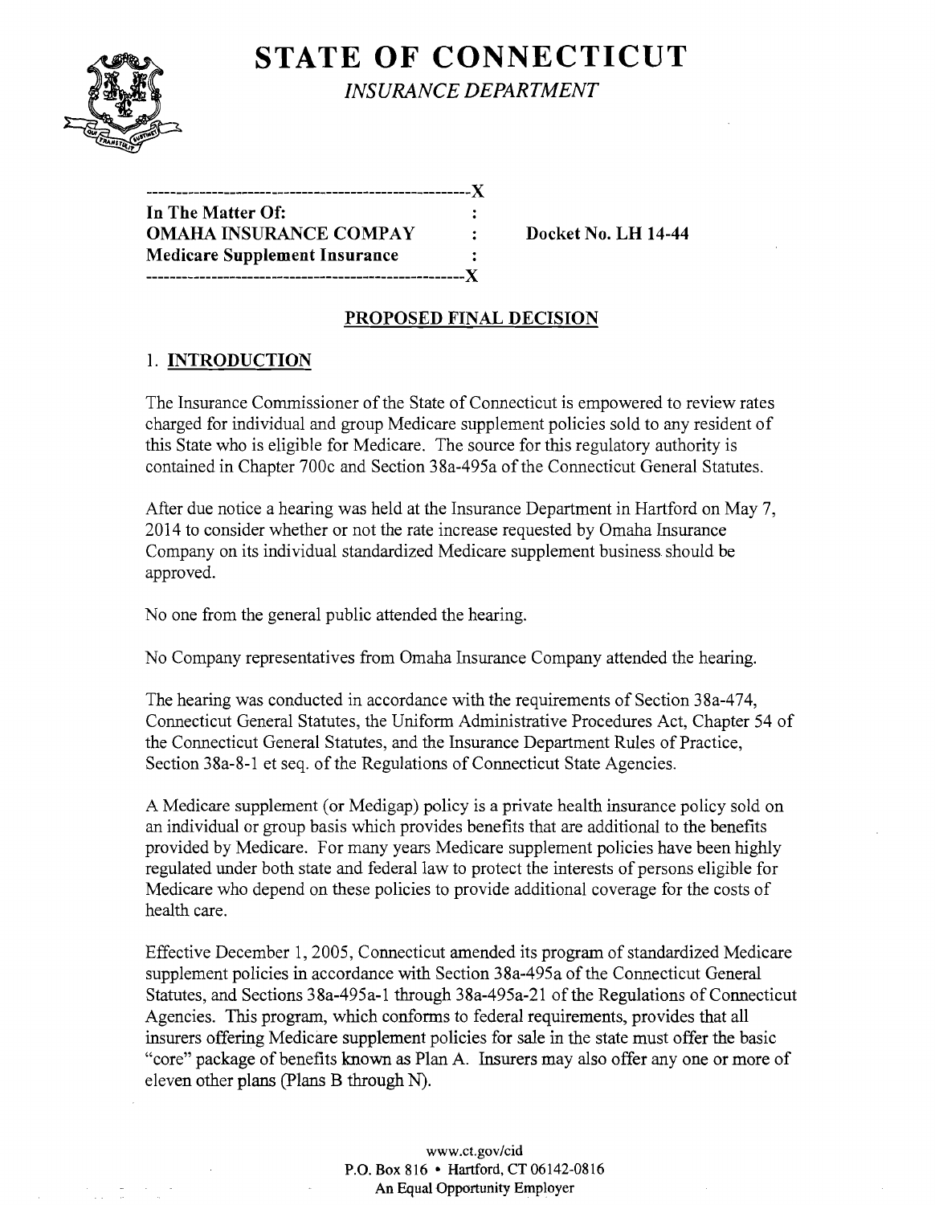# STATE OF CONNECTICUT

*INSURANCE DEPARTMENT*

```
------------------------------------------------------X
In The Matter Of:                                    :
OMAHA INSURANCE COMPAY                               :     Docket No. LH 14-44
Medicare Supplement Insurance                        :
------------------------------------------------------X
```

## PROPOSED FINAL DECISION

### 1. INTRODUCTION

The Insurance Commissioner of the State of Connecticut is empowered to review rates charged for individual and group Medicare supplement policies sold to any resident of this State who is eligible for Medicare. The source for this regulatory authority is contained in Chapter 700c and Section 38a-495a of the Connecticut General Statutes.

After due notice a hearing was held at the Insurance Department in Hartford on May 7, 2014 to consider whether or not the rate increase requested by Omaha Insurance Company on its individual standardized Medicare supplement business should be approved.

No one from the general public attended the hearing.

No Company representatives from Omaha Insurance Company attended the hearing.

The hearing was conducted in accordance with the requirements of Section 38a-474, Connecticut General Statutes, the Uniform Administrative Procedures Act, Chapter 54 of the Connecticut General Statutes, and the Insurance Department Rules of Practice, Section 38a-8-1 et seq. of the Regulations of Connecticut State Agencies.

A Medicare supplement (or Medigap) policy is a private health insurance policy sold on an individual or group basis which provides benefits that are additional to the benefits provided by Medicare. For many years Medicare supplement policies have been highly regulated under both state and federal law to protect the interests of persons eligible for Medicare who depend on these policies to provide additional coverage for the costs of health care.

Effective December 1, 2005, Connecticut amended its program of standardized Medicare supplement policies in accordance with Section 38a-495a of the Connecticut General Statutes, and Sections 38a-495a-1 through 38a-495a-21 of the Regulations of Connecticut Agencies. This program, which conforms to federal requirements, provides that all insurers offering Medicare supplement policies for sale in the state must offer the basic "core" package of benefits known as Plan A. Insurers may also offer any one or more of eleven other plans (Plans B through N).

www.ct.gov/cid
P.O. Box 816 • Hartford, CT 06142-0816
An Equal Opportunity Employer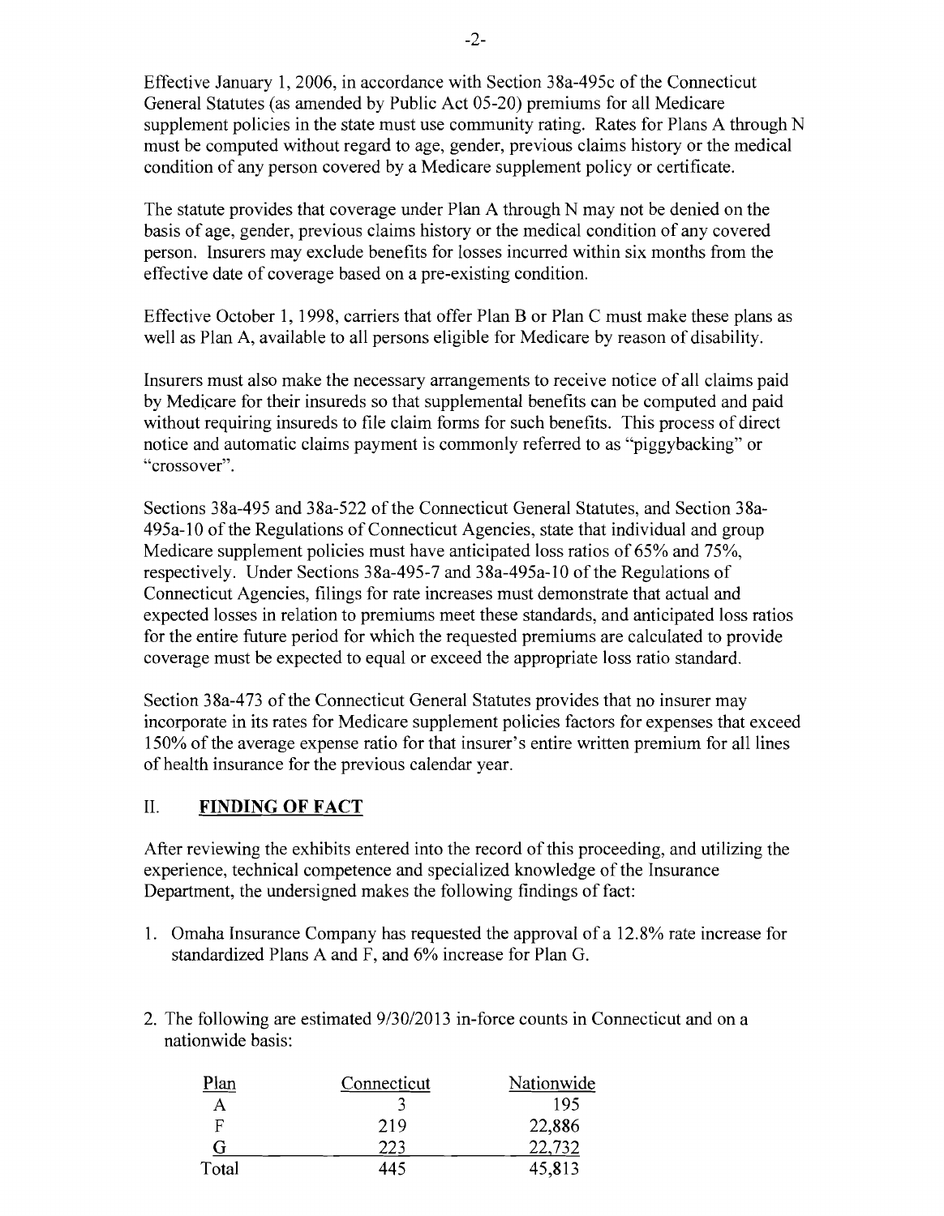Effective January 1, 2006, in accordance with Section 38a-495c of the Connecticut General Statutes (as amended by Public Act 05-20) premiums for all Medicare supplement policies in the state must use community rating. Rates for Plans A through N must be computed without regard to age, gender, previous claims history or the medical condition of any person covered by a Medicare supplement policy or certificate.

The statute provides that coverage under Plan A through N may not be denied on the basis of age, gender, previous claims history or the medical condition of any covered person. Insurers may exclude benefits for losses incurred within six months from the effective date of coverage based on a pre-existing condition.

Effective October 1, 1998, carriers that offer Plan B or Plan C must make these plans as well as Plan A, available to all persons eligible for Medicare by reason of disability.

Insurers must also make the necessary arrangements to receive notice of all claims paid by Medicare for their insureds so that supplemental benefits can be computed and paid without requiring insureds to file claim forms for such benefits. This process of direct notice and automatic claims payment is commonly referred to as "piggybacking" or "crossover".

Sections 38a-495 and 38a-522 of the Connecticut General Statutes, and Section 38a-495a-10 of the Regulations of Connecticut Agencies, state that individual and group Medicare supplement policies must have anticipated loss ratios of 65% and 75%, respectively. Under Sections 38a-495-7 and 38a-495a-10 of the Regulations of Connecticut Agencies, filings for rate increases must demonstrate that actual and expected losses in relation to premiums meet these standards, and anticipated loss ratios for the entire future period for which the requested premiums are calculated to provide coverage must be expected to equal or exceed the appropriate loss ratio standard.

Section 38a-473 of the Connecticut General Statutes provides that no insurer may incorporate in its rates for Medicare supplement policies factors for expenses that exceed 150% of the average expense ratio for that insurer's entire written premium for all lines of health insurance for the previous calendar year.

## II. FINDING OF FACT

After reviewing the exhibits entered into the record of this proceeding, and utilizing the experience, technical competence and specialized knowledge of the Insurance Department, the undersigned makes the following findings of fact:

1. Omaha Insurance Company has requested the approval of a 12.8% rate increase for standardized Plans A and F, and 6% increase for Plan G.

2. The following are estimated 9/30/2013 in-force counts in Connecticut and on a nationwide basis:

| Plan | Connecticut | Nationwide |
|---|---|---|
| A | 3 | 195 |
| F | 219 | 22,886 |
| G | 223 | 22,732 |
| Total | 445 | 45,813 |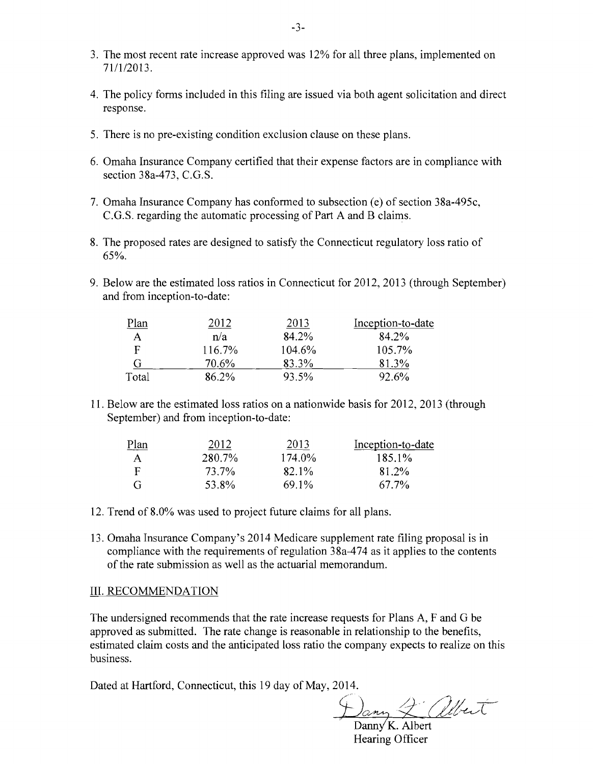3. The most recent rate increase approved was 12% for all three plans, implemented on 71/1/2013.

4. The policy forms included in this filing are issued via both agent solicitation and direct response.

5. There is no pre-existing condition exclusion clause on these plans.

6. Omaha Insurance Company certified that their expense factors are in compliance with section 38a-473, C.G.S.

7. Omaha Insurance Company has conformed to subsection (e) of section 38a-495c, C.G.S. regarding the automatic processing of Part A and B claims.

8. The proposed rates are designed to satisfy the Connecticut regulatory loss ratio of 65%.

9. Below are the estimated loss ratios in Connecticut for 2012, 2013 (through September) and from inception-to-date:

| Plan | 2012 | 2013 | Inception-to-date |
|---|---|---|---|
| A | n/a | 84.2% | 84.2% |
| F | 116.7% | 104.6% | 105.7% |
| G | 70.6% | 83.3% | 81.3% |
| Total | 86.2% | 93.5% | 92.6% |

11. Below are the estimated loss ratios on a nationwide basis for 2012, 2013 (through September) and from inception-to-date:

| Plan | 2012 | 2013 | Inception-to-date |
|---|---|---|---|
| A | 280.7% | 174.0% | 185.1% |
| F | 73.7% | 82.1% | 81.2% |
| G | 53.8% | 69.1% | 67.7% |

12. Trend of 8.0% was used to project future claims for all plans.

13. Omaha Insurance Company's 2014 Medicare supplement rate filing proposal is in compliance with the requirements of regulation 38a-474 as it applies to the contents of the rate submission as well as the actuarial memorandum.

## III. RECOMMENDATION

The undersigned recommends that the rate increase requests for Plans A, F and G be approved as submitted. The rate change is reasonable in relationship to the benefits, estimated claim costs and the anticipated loss ratio the company expects to realize on this business.

Dated at Hartford, Connecticut, this 19 day of May, 2014.

Danny K. Albert
Hearing Officer